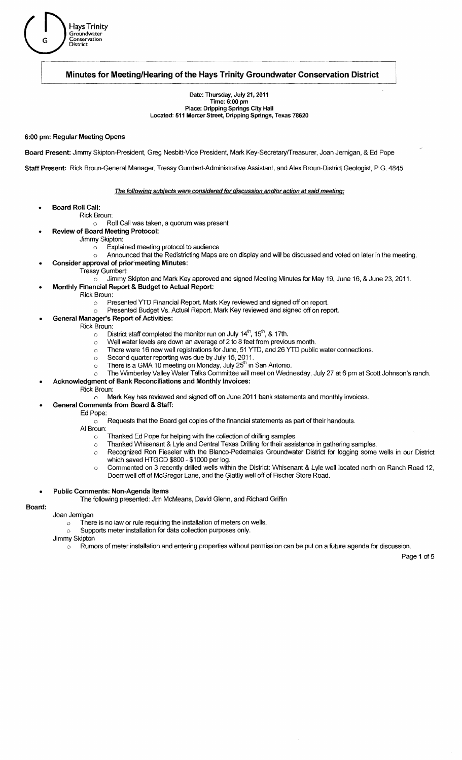Hays Trinity Groundwater Conservation District

# Minutes for Meeting/Hearing of the Hays Trinity Groundwater Conservation District

**Date: Thursday, July 21, 2011**
**Time: 6:00 pm**
**Place: Dripping Springs City Hall**
**Located: 511 Mercer Street, Dripping Springs, Texas 78620**

**6:00 pm: Regular Meeting Opens**

**Board Present:** Jimmy Skipton-President, Greg Nesbitt-Vice President, Mark Key-Secretary/Treasurer, Joan Jernigan, & Ed Pope

**Staff Present:** Rick Broun-General Manager, Tressy Gumbert-Administrative Assistant, and Alex Broun-District Geologist, P.G. 4845

***The following subjects were considered for discussion and/or action at said meeting:***

- **Board Roll Call:**
  - Rick Broun:
    - Roll Call was taken, a quorum was present
- **Review of Board Meeting Protocol:**
  - Jimmy Skipton:
    - Explained meeting protocol to audience
    - Announced that the Redistricting Maps are on display and will be discussed and voted on later in the meeting.
- **Consider approval of prior meeting Minutes:**
  - Tressy Gumbert:
    - Jimmy Skipton and Mark Key approved and signed Meeting Minutes for May 19, June 16, & June 23, 2011.
- **Monthly Financial Report & Budget to Actual Report:**
  - Rick Broun:
    - Presented YTD Financial Report. Mark Key reviewed and signed off on report.
    - Presented Budget Vs. Actual Report. Mark Key reviewed and signed off on report.
- **General Manager's Report of Activities:**
  - Rick Broun:
    - District staff completed the monitor run on July 14th, 15th, & 17th.
    - Well water levels are down an average of 2 to 8 feet from previous month.
    - There were 16 new well registrations for June, 51 YTD, and 26 YTD public water connections.
    - Second quarter reporting was due by July 15, 2011.
    - There is a GMA 10 meeting on Monday, July 25th in San Antonio.
    - The Wimberley Valley Water Talks Committee will meet on Wednesday, July 27 at 6 pm at Scott Johnson's ranch.
- **Acknowledgment of Bank Reconciliations and Monthly Invoices:**
  - Rick Broun:
    - Mark Key has reviewed and signed off on June 2011 bank statements and monthly invoices.
- **General Comments from Board & Staff:**
  - Ed Pope:
    - Requests that the Board get copies of the financial statements as part of their handouts.
  - Al Broun:
    - Thanked Ed Pope for helping with the collection of drilling samples
    - Thanked Whisenant & Lyle and Central Texas Drilling for their assistance in gathering samples.
    - Recognized Ron Fieseler with the Blanco-Pedernales Groundwater District for logging some wells in our District which saved HTGCD $800 - $1000 per log.
    - Commented on 3 recently drilled wells within the District: Whisenant & Lyle well located north on Ranch Road 12, Doerr well off of McGregor Lane, and the Glattly well off of Fischer Store Road.
- **Public Comments: Non-Agenda Items**
  - The following presented: Jim McMeans, David Glenn, and Richard Griffin

**Board:**

- Joan Jernigan
  - There is no law or rule requiring the installation of meters on wells.
  - Supports meter installation for data collection purposes only.
- Jimmy Skipton
  - Rumors of meter installation and entering properties without permission can be put on a future agenda for discussion.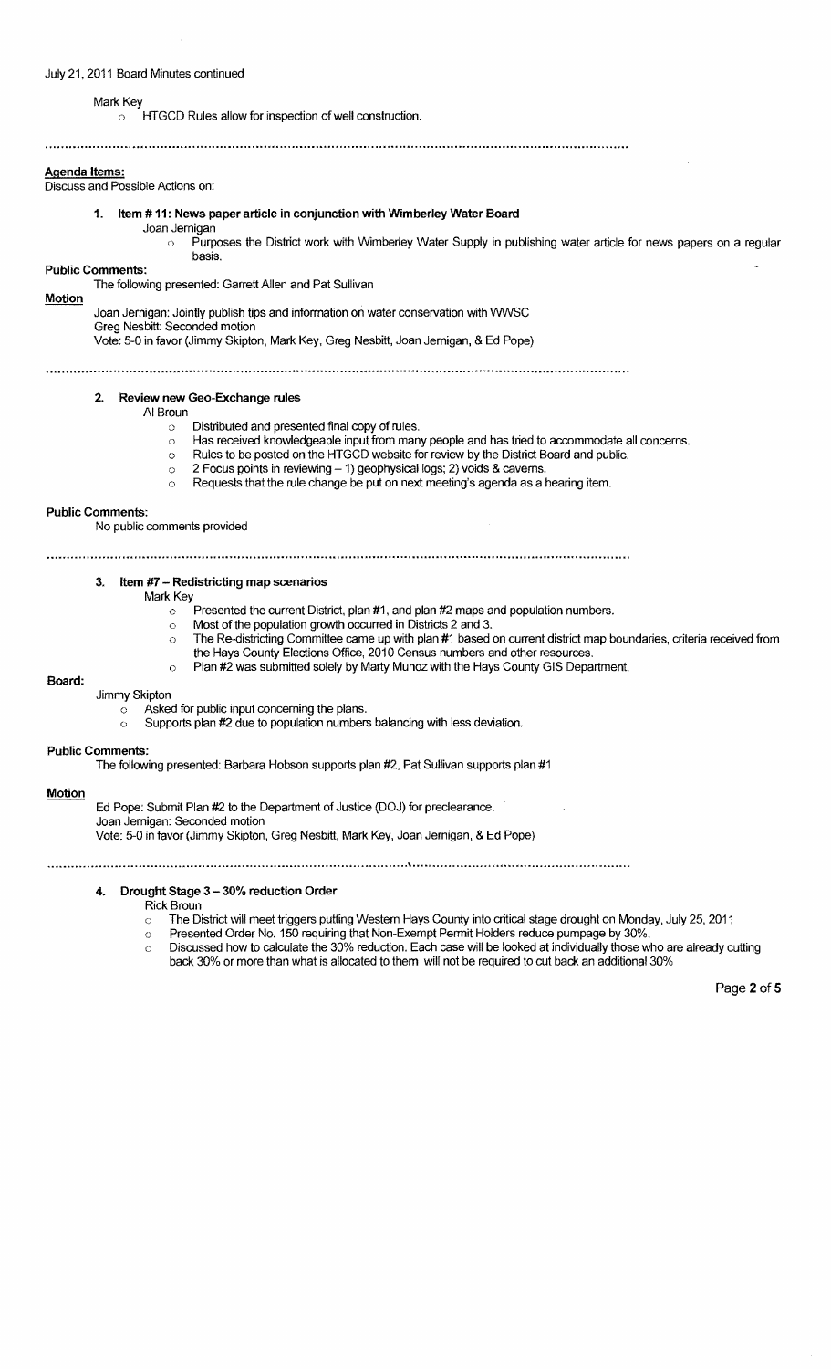July 21, 2011 Board Minutes continued

Mark Key
- HTGCD Rules allow for inspection of well construction.

---

**Agenda Items:**
Discuss and Possible Actions on:

1. **Item # 11: News paper article in conjunction with Wimberley Water Board**
   Joan Jernigan
   - Purposes the District work with Wimberley Water Supply in publishing water article for news papers on a regular basis.

**Public Comments:**
The following presented: Garrett Allen and Pat Sullivan

**Motion**
Joan Jernigan: Jointly publish tips and information on water conservation with WWSC
Greg Nesbitt: Seconded motion
Vote: 5-0 in favor (Jimmy Skipton, Mark Key, Greg Nesbitt, Joan Jernigan, & Ed Pope)

---

2. **Review new Geo-Exchange rules**
   Al Broun
   - Distributed and presented final copy of rules.
   - Has received knowledgeable input from many people and has tried to accommodate all concerns.
   - Rules to be posted on the HTGCD website for review by the District Board and public.
   - 2 Focus points in reviewing – 1) geophysical logs; 2) voids & caverns.
   - Requests that the rule change be put on next meeting's agenda as a hearing item.

**Public Comments:**
No public comments provided

---

3. **Item #7 – Redistricting map scenarios**
   Mark Key
   - Presented the current District, plan #1, and plan #2 maps and population numbers.
   - Most of the population growth occurred in Districts 2 and 3.
   - The Re-districting Committee came up with plan #1 based on current district map boundaries, criteria received from the Hays County Elections Office, 2010 Census numbers and other resources.
   - Plan #2 was submitted solely by Marty Munoz with the Hays County GIS Department.

**Board:**
Jimmy Skipton
- Asked for public input concerning the plans.
- Supports plan #2 due to population numbers balancing with less deviation.

**Public Comments:**
The following presented: Barbara Hobson supports plan #2, Pat Sullivan supports plan #1

**Motion**
Ed Pope: Submit Plan #2 to the Department of Justice (DOJ) for preclearance.
Joan Jernigan: Seconded motion
Vote: 5-0 in favor (Jimmy Skipton, Greg Nesbitt, Mark Key, Joan Jernigan, & Ed Pope)

---

4. **Drought Stage 3 – 30% reduction Order**
   Rick Broun
   - The District will meet triggers putting Western Hays County into critical stage drought on Monday, July 25, 2011
   - Presented Order No. 150 requiring that Non-Exempt Permit Holders reduce pumpage by 30%.
   - Discussed how to calculate the 30% reduction. Each case will be looked at individually those who are already cutting back 30% or more than what is allocated to them will not be required to cut back an additional 30%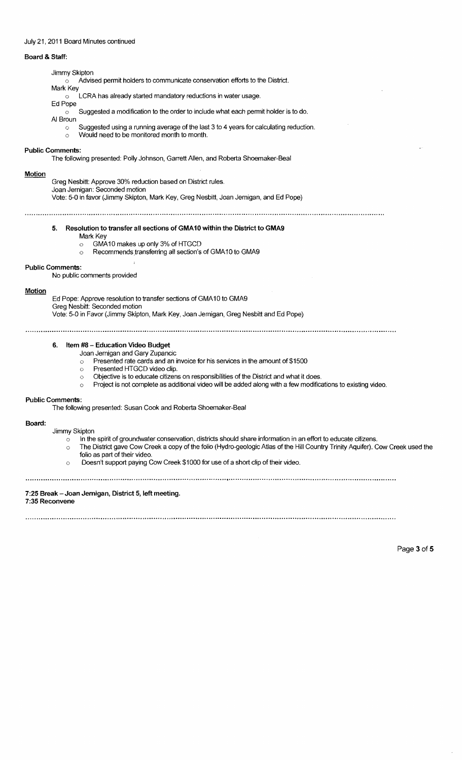July 21, 2011 Board Minutes continued

**Board & Staff:**

Jimmy Skipton
- Advised permit holders to communicate conservation efforts to the District.

Mark Key
- LCRA has already started mandatory reductions in water usage.

Ed Pope
- Suggested a modification to the order to include what each permit holder is to do.

Al Broun
- Suggested using a running average of the last 3 to 4 years for calculating reduction.
- Would need to be monitored month to month.

**Public Comments:**

The following presented: Polly Johnson, Garrett Allen, and Roberta Shoemaker-Beal

**Motion**

Greg Nesbitt: Approve 30% reduction based on District rules.
Joan Jernigan: Seconded motion
Vote: 5-0 in favor (Jimmy Skipton, Mark Key, Greg Nesbitt, Joan Jernigan, and Ed Pope)

---

**5. Resolution to transfer all sections of GMA10 within the District to GMA9**

Mark Key
- GMA10 makes up only 3% of HTGCD
- Recommends transferring all section's of GMA10 to GMA9

**Public Comments:**

No public comments provided

**Motion**

Ed Pope: Approve resolution to transfer sections of GMA10 to GMA9
Greg Nesbitt: Seconded motion
Vote: 5-0 in Favor (Jimmy Skipton, Mark Key, Joan Jernigan, Greg Nesbitt and Ed Pope)

---

**6. Item #8 – Education Video Budget**

Joan Jernigan and Gary Zupancic
- Presented rate cards and an invoice for his services in the amount of $1500
- Presented HTGCD video clip.
- Objective is to educate citizens on responsibilities of the District and what it does.
- Project is not complete as additional video will be added along with a few modifications to existing video.

**Public Comments:**

The following presented: Susan Cook and Roberta Shoemaker-Beal

**Board:**

Jimmy Skipton
- In the spirit of groundwater conservation, districts should share information in an effort to educate citizens.
- The District gave Cow Creek a copy of the folio (Hydro-geologic Atlas of the Hill Country Trinity Aquifer). Cow Creek used the folio as part of their video.
- Doesn't support paying Cow Creek $1000 for use of a short clip of their video.

---

**7:25 Break – Joan Jernigan, District 5, left meeting.**
**7:35 Reconvene**

---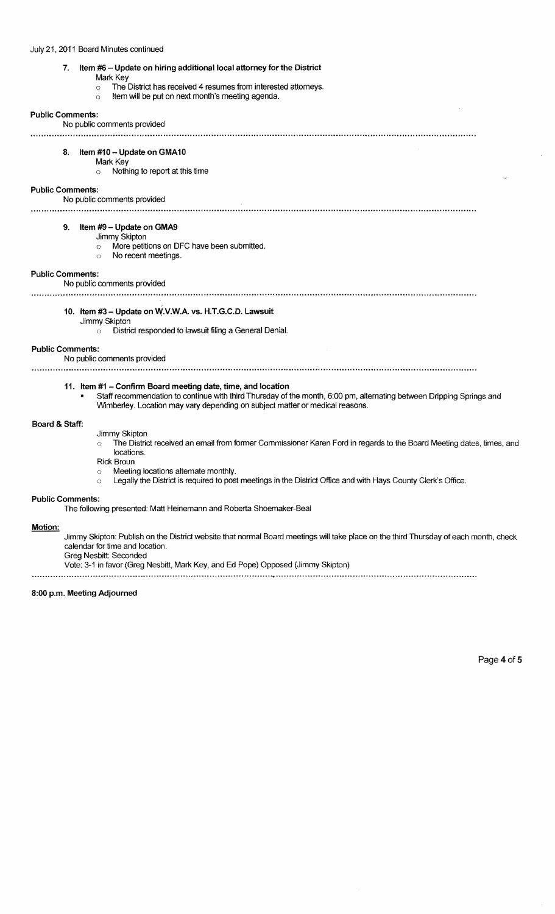7. **Item #6 – Update on hiring additional local attorney for the District**
   Mark Key
   - The District has received 4 resumes from interested attorneys.
   - Item will be put on next month's meeting agenda.

**Public Comments:**
No public comments provided

---

8. **Item #10 – Update on GMA10**
   Mark Key
   - Nothing to report at this time

**Public Comments:**
No public comments provided

---

9. **Item #9 – Update on GMA9**
   Jimmy Skipton
   - More petitions on DFC have been submitted.
   - No recent meetings.

**Public Comments:**
No public comments provided

---

10. **Item #3 – Update on W.V.W.A. vs. H.T.G.C.D. Lawsuit**
    Jimmy Skipton
    - District responded to lawsuit filing a General Denial.

**Public Comments:**
No public comments provided

---

11. **Item #1 – Confirm Board meeting date, time, and location**
    - Staff recommendation to continue with third Thursday of the month, 6:00 pm, alternating between Dripping Springs and Wimberley. Location may vary depending on subject matter or medical reasons.

**Board & Staff:**

Jimmy Skipton
- The District received an email from former Commissioner Karen Ford in regards to the Board Meeting dates, times, and locations.

Rick Broun
- Meeting locations alternate monthly.
- Legally the District is required to post meetings in the District Office and with Hays County Clerk's Office.

**Public Comments:**
The following presented: Matt Heinemann and Roberta Shoemaker-Beal

**Motion:**
Jimmy Skipton: Publish on the District website that normal Board meetings will take place on the third Thursday of each month, check calendar for time and location.
Greg Nesbitt: Seconded
Vote: 3-1 in favor (Greg Nesbitt, Mark Key, and Ed Pope) Opposed (Jimmy Skipton)

---

**8:00 p.m. Meeting Adjourned**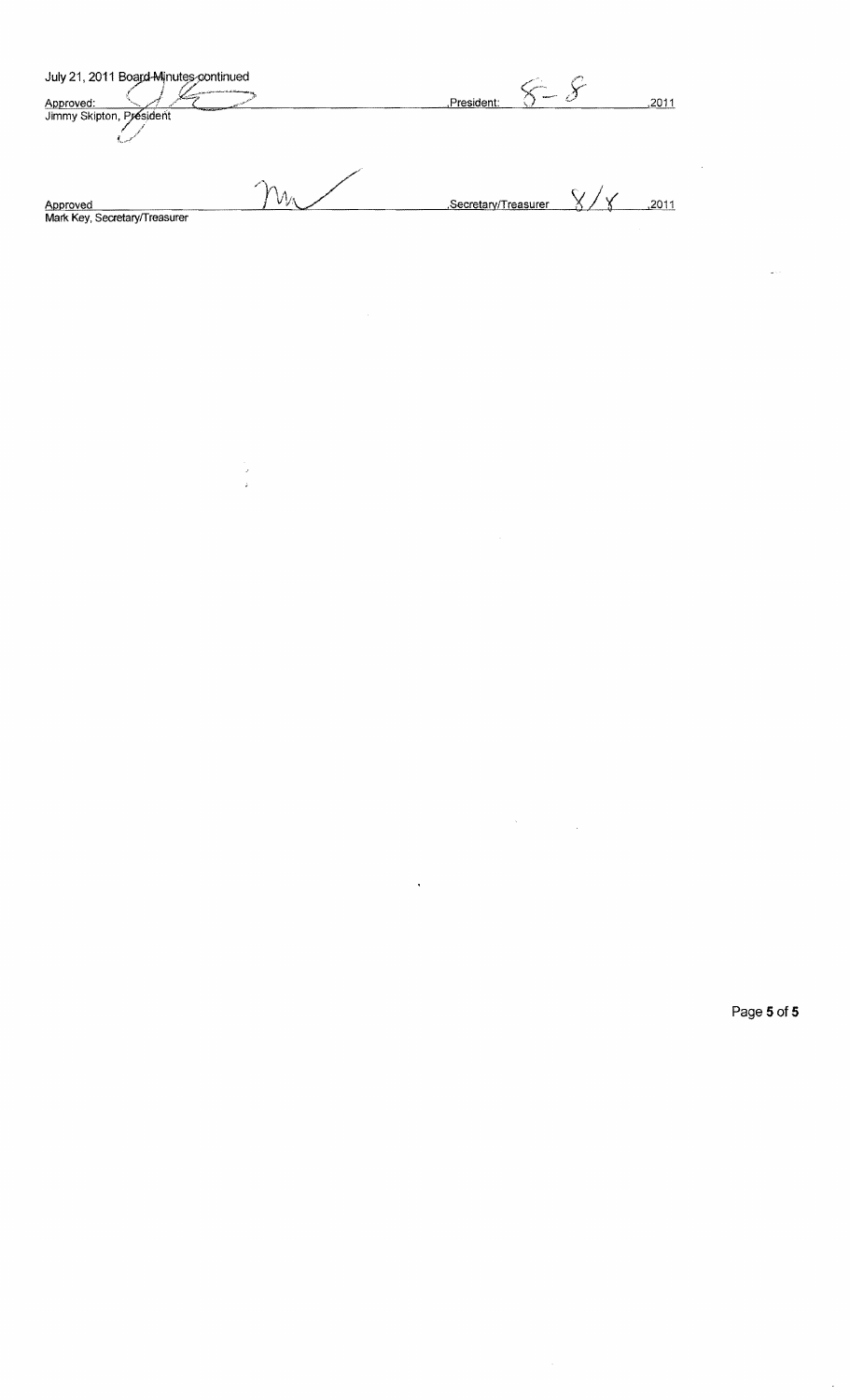July 21, 2011 Board Minutes continued

Approved: ______________________ ,President: 8-8 ,2011
Jimmy Skipton, President

Approved ______________________ ,Secretary/Treasurer 8/8 ,2011
Mark Key, Secretary/Treasurer